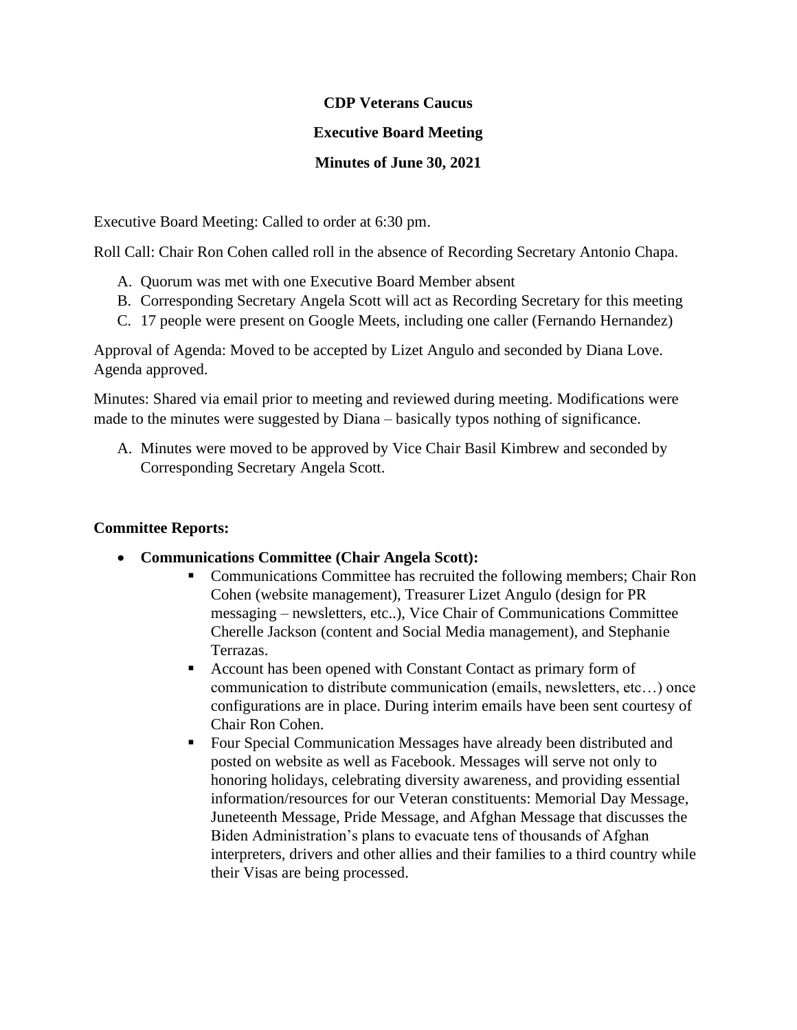**CDP Veterans Caucus**

**Executive Board Meeting**

**Minutes of June 30, 2021**

Executive Board Meeting: Called to order at 6:30 pm.

Roll Call: Chair Ron Cohen called roll in the absence of Recording Secretary Antonio Chapa.

A. Quorum was met with one Executive Board Member absent
B. Corresponding Secretary Angela Scott will act as Recording Secretary for this meeting
C. 17 people were present on Google Meets, including one caller (Fernando Hernandez)

Approval of Agenda: Moved to be accepted by Lizet Angulo and seconded by Diana Love. Agenda approved.

Minutes: Shared via email prior to meeting and reviewed during meeting. Modifications were made to the minutes were suggested by Diana – basically typos nothing of significance.

A. Minutes were moved to be approved by Vice Chair Basil Kimbrew and seconded by Corresponding Secretary Angela Scott.

**Committee Reports:**

- **Communications Committee (Chair Angela Scott):**
  - Communications Committee has recruited the following members; Chair Ron Cohen (website management), Treasurer Lizet Angulo (design for PR messaging – newsletters, etc..), Vice Chair of Communications Committee Cherelle Jackson (content and Social Media management), and Stephanie Terrazas.
  - Account has been opened with Constant Contact as primary form of communication to distribute communication (emails, newsletters, etc…) once configurations are in place. During interim emails have been sent courtesy of Chair Ron Cohen.
  - Four Special Communication Messages have already been distributed and posted on website as well as Facebook. Messages will serve not only to honoring holidays, celebrating diversity awareness, and providing essential information/resources for our Veteran constituents: Memorial Day Message, Juneteenth Message, Pride Message, and Afghan Message that discusses the Biden Administration's plans to evacuate tens of thousands of Afghan interpreters, drivers and other allies and their families to a third country while their Visas are being processed.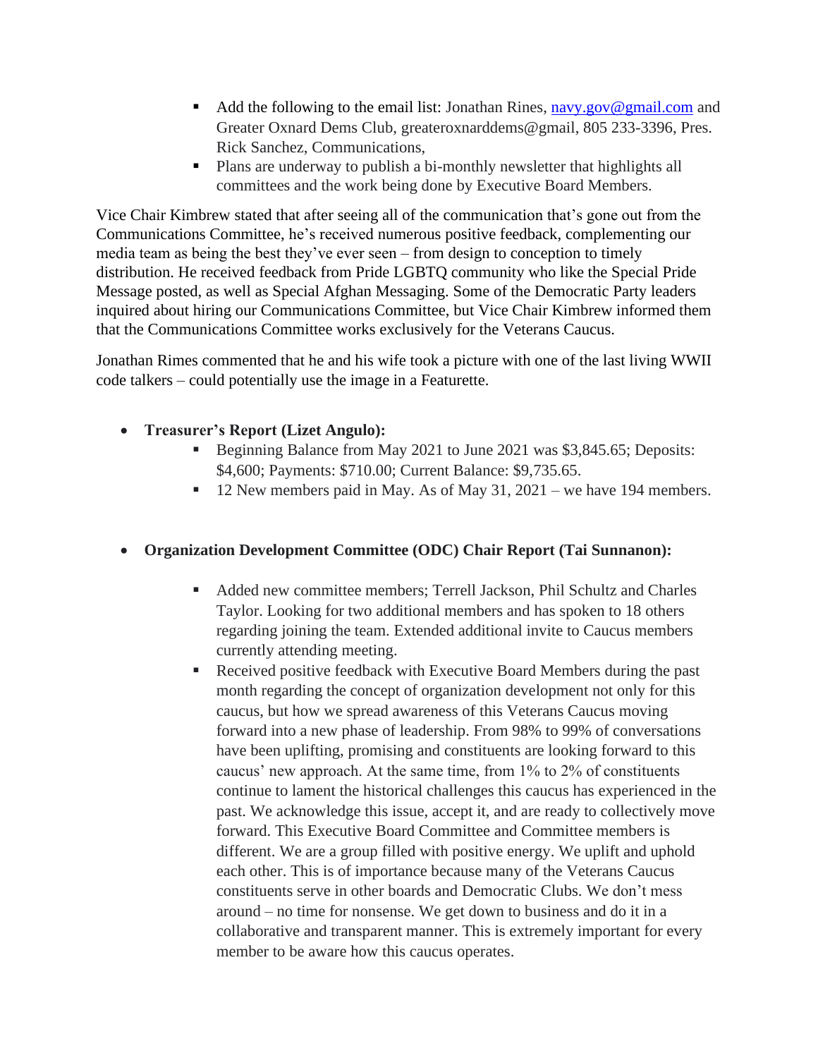- Add the following to the email list: Jonathan Rines, [navy.gov@gmail.com](mailto:navy.gov@gmail.com) and Greater Oxnard Dems Club, greateroxnarddems@gmail, 805 233-3396, Pres. Rick Sanchez, Communications,
  - Plans are underway to publish a bi-monthly newsletter that highlights all committees and the work being done by Executive Board Members.

Vice Chair Kimbrew stated that after seeing all of the communication that's gone out from the Communications Committee, he's received numerous positive feedback, complementing our media team as being the best they've ever seen – from design to conception to timely distribution. He received feedback from Pride LGBTQ community who like the Special Pride Message posted, as well as Special Afghan Messaging. Some of the Democratic Party leaders inquired about hiring our Communications Committee, but Vice Chair Kimbrew informed them that the Communications Committee works exclusively for the Veterans Caucus.

Jonathan Rimes commented that he and his wife took a picture with one of the last living WWII code talkers – could potentially use the image in a Featurette.

- **Treasurer's Report (Lizet Angulo):**
  - Beginning Balance from May 2021 to June 2021 was $3,845.65; Deposits: $4,600; Payments: $710.00; Current Balance: $9,735.65.
  - 12 New members paid in May. As of May 31, 2021 – we have 194 members.

- **Organization Development Committee (ODC) Chair Report (Tai Sunnanon):**
  - Added new committee members; Terrell Jackson, Phil Schultz and Charles Taylor. Looking for two additional members and has spoken to 18 others regarding joining the team. Extended additional invite to Caucus members currently attending meeting.
  - Received positive feedback with Executive Board Members during the past month regarding the concept of organization development not only for this caucus, but how we spread awareness of this Veterans Caucus moving forward into a new phase of leadership. From 98% to 99% of conversations have been uplifting, promising and constituents are looking forward to this caucus' new approach. At the same time, from 1% to 2% of constituents continue to lament the historical challenges this caucus has experienced in the past. We acknowledge this issue, accept it, and are ready to collectively move forward. This Executive Board Committee and Committee members is different. We are a group filled with positive energy. We uplift and uphold each other. This is of importance because many of the Veterans Caucus constituents serve in other boards and Democratic Clubs. We don't mess around – no time for nonsense. We get down to business and do it in a collaborative and transparent manner. This is extremely important for every member to be aware how this caucus operates.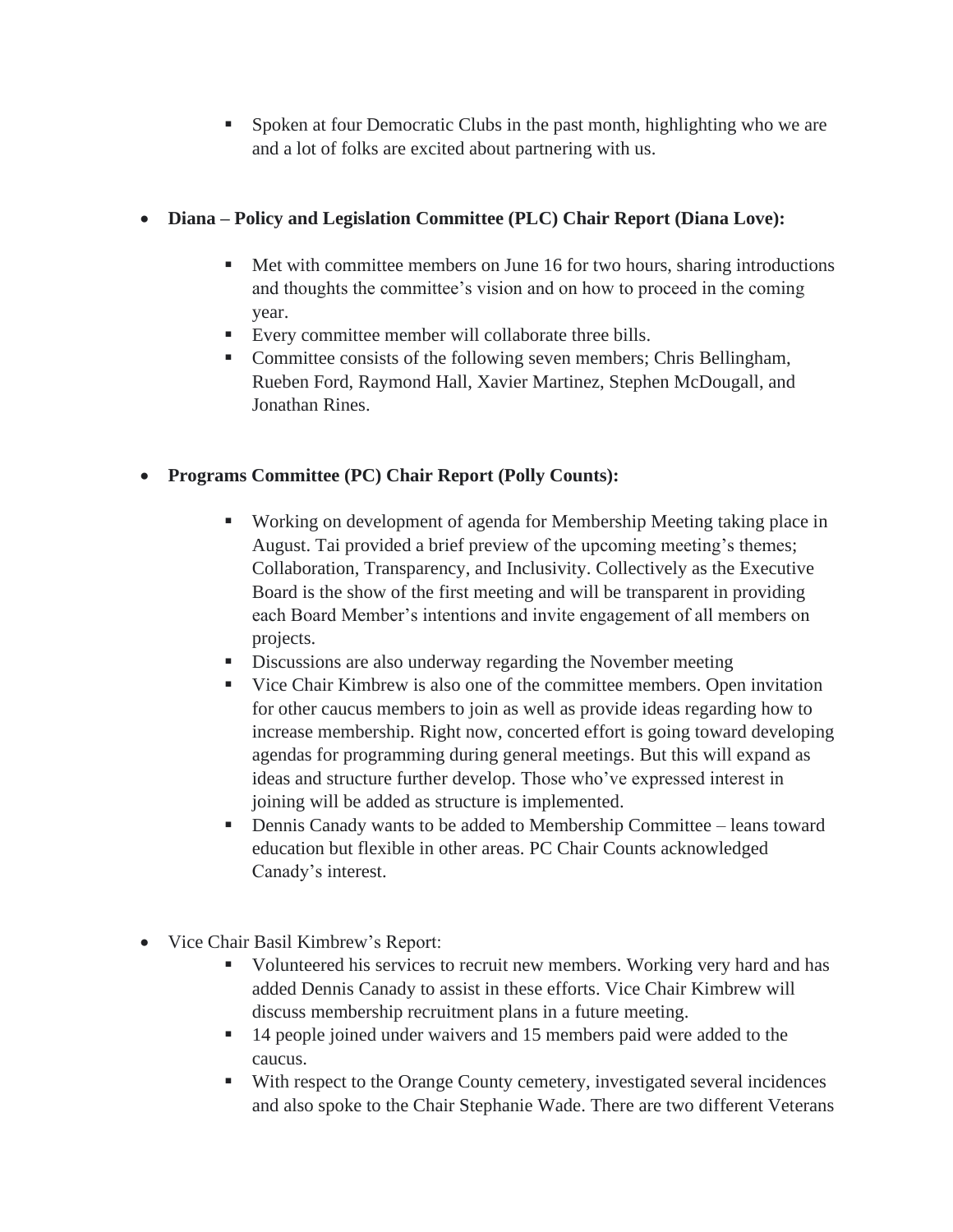- Spoken at four Democratic Clubs in the past month, highlighting who we are and a lot of folks are excited about partnering with us.

- **Diana – Policy and Legislation Committee (PLC) Chair Report (Diana Love):**

   - Met with committee members on June 16 for two hours, sharing introductions and thoughts the committee's vision and on how to proceed in the coming year.
   - Every committee member will collaborate three bills.
   - Committee consists of the following seven members; Chris Bellingham, Rueben Ford, Raymond Hall, Xavier Martinez, Stephen McDougall, and Jonathan Rines.

- **Programs Committee (PC) Chair Report (Polly Counts):**

   - Working on development of agenda for Membership Meeting taking place in August. Tai provided a brief preview of the upcoming meeting's themes; Collaboration, Transparency, and Inclusivity. Collectively as the Executive Board is the show of the first meeting and will be transparent in providing each Board Member's intentions and invite engagement of all members on projects.
   - Discussions are also underway regarding the November meeting
   - Vice Chair Kimbrew is also one of the committee members. Open invitation for other caucus members to join as well as provide ideas regarding how to increase membership. Right now, concerted effort is going toward developing agendas for programming during general meetings. But this will expand as ideas and structure further develop. Those who've expressed interest in joining will be added as structure is implemented.
   - Dennis Canady wants to be added to Membership Committee – leans toward education but flexible in other areas. PC Chair Counts acknowledged Canady's interest.

- Vice Chair Basil Kimbrew's Report:
   - Volunteered his services to recruit new members. Working very hard and has added Dennis Canady to assist in these efforts. Vice Chair Kimbrew will discuss membership recruitment plans in a future meeting.
   - 14 people joined under waivers and 15 members paid were added to the caucus.
   - With respect to the Orange County cemetery, investigated several incidences and also spoke to the Chair Stephanie Wade. There are two different Veterans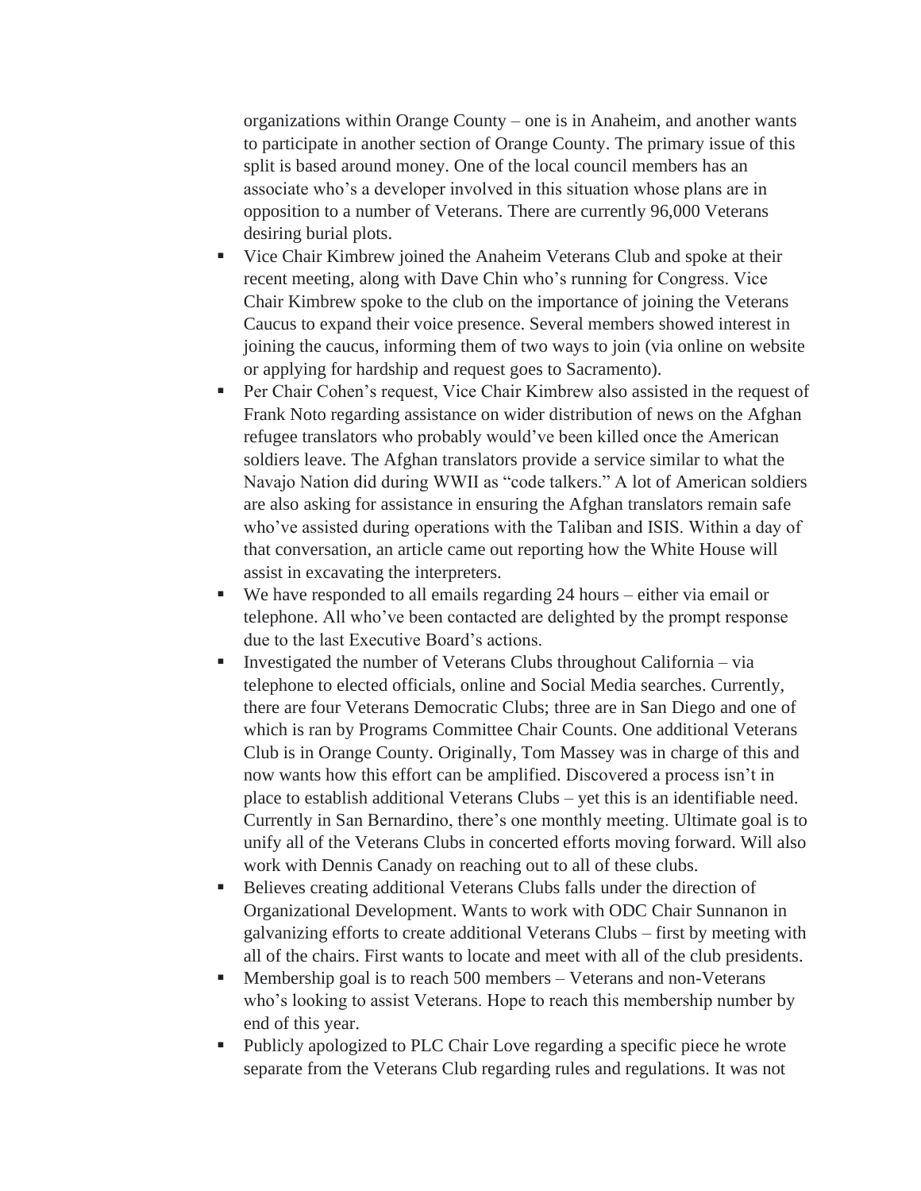organizations within Orange County – one is in Anaheim, and another wants to participate in another section of Orange County. The primary issue of this split is based around money. One of the local council members has an associate who's a developer involved in this situation whose plans are in opposition to a number of Veterans. There are currently 96,000 Veterans desiring burial plots.

- Vice Chair Kimbrew joined the Anaheim Veterans Club and spoke at their recent meeting, along with Dave Chin who's running for Congress. Vice Chair Kimbrew spoke to the club on the importance of joining the Veterans Caucus to expand their voice presence. Several members showed interest in joining the caucus, informing them of two ways to join (via online on website or applying for hardship and request goes to Sacramento).
- Per Chair Cohen's request, Vice Chair Kimbrew also assisted in the request of Frank Noto regarding assistance on wider distribution of news on the Afghan refugee translators who probably would've been killed once the American soldiers leave. The Afghan translators provide a service similar to what the Navajo Nation did during WWII as "code talkers." A lot of American soldiers are also asking for assistance in ensuring the Afghan translators remain safe who've assisted during operations with the Taliban and ISIS. Within a day of that conversation, an article came out reporting how the White House will assist in excavating the interpreters.
- We have responded to all emails regarding 24 hours – either via email or telephone. All who've been contacted are delighted by the prompt response due to the last Executive Board's actions.
- Investigated the number of Veterans Clubs throughout California – via telephone to elected officials, online and Social Media searches. Currently, there are four Veterans Democratic Clubs; three are in San Diego and one of which is ran by Programs Committee Chair Counts. One additional Veterans Club is in Orange County. Originally, Tom Massey was in charge of this and now wants how this effort can be amplified. Discovered a process isn't in place to establish additional Veterans Clubs – yet this is an identifiable need. Currently in San Bernardino, there's one monthly meeting. Ultimate goal is to unify all of the Veterans Clubs in concerted efforts moving forward. Will also work with Dennis Canady on reaching out to all of these clubs.
- Believes creating additional Veterans Clubs falls under the direction of Organizational Development. Wants to work with ODC Chair Sunnanon in galvanizing efforts to create additional Veterans Clubs – first by meeting with all of the chairs. First wants to locate and meet with all of the club presidents.
- Membership goal is to reach 500 members – Veterans and non-Veterans who's looking to assist Veterans. Hope to reach this membership number by end of this year.
- Publicly apologized to PLC Chair Love regarding a specific piece he wrote separate from the Veterans Club regarding rules and regulations. It was not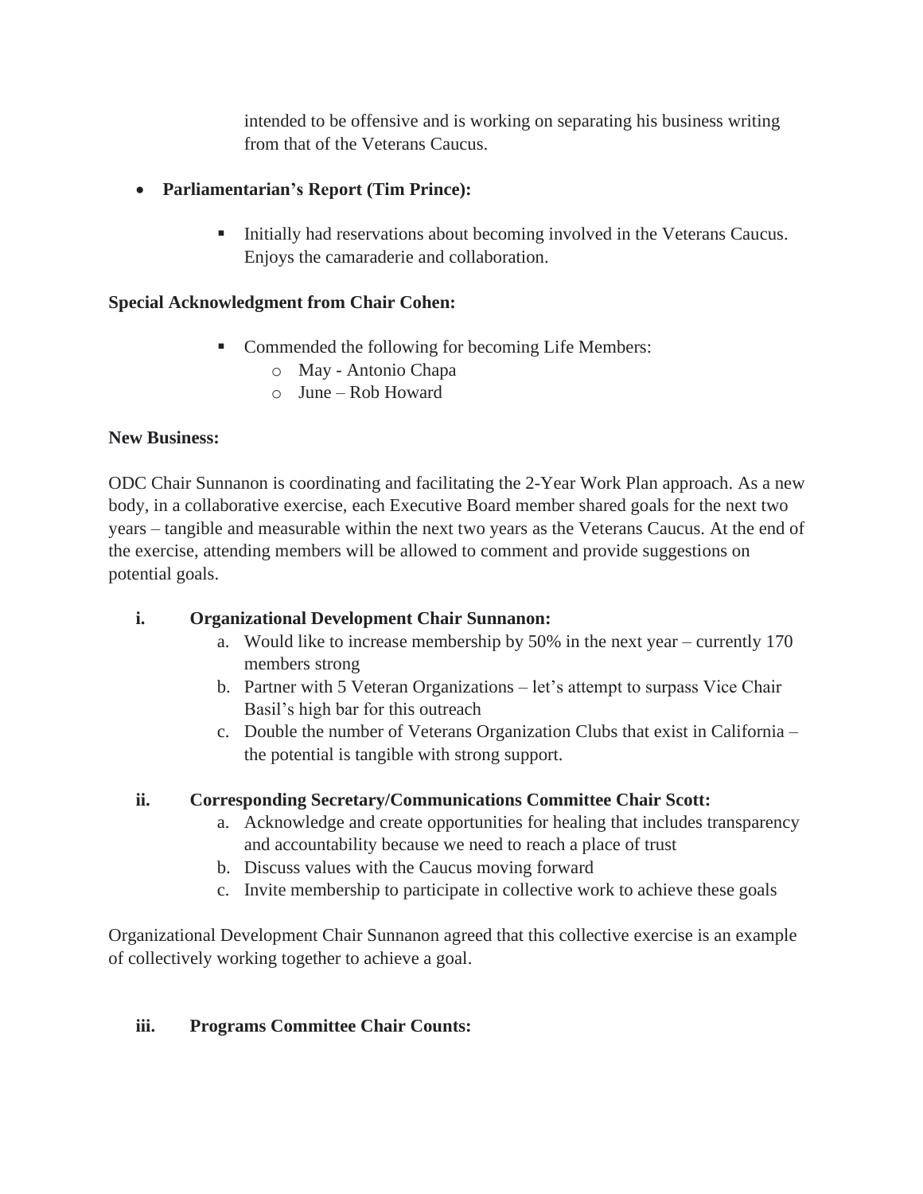intended to be offensive and is working on separating his business writing from that of the Veterans Caucus.

- **Parliamentarian's Report (Tim Prince):**
  - Initially had reservations about becoming involved in the Veterans Caucus. Enjoys the camaraderie and collaboration.

**Special Acknowledgment from Chair Cohen:**

- Commended the following for becoming Life Members:
  - May - Antonio Chapa
  - June – Rob Howard

**New Business:**

ODC Chair Sunnanon is coordinating and facilitating the 2-Year Work Plan approach. As a new body, in a collaborative exercise, each Executive Board member shared goals for the next two years – tangible and measurable within the next two years as the Veterans Caucus. At the end of the exercise, attending members will be allowed to comment and provide suggestions on potential goals.

i. **Organizational Development Chair Sunnanon:**
   a. Would like to increase membership by 50% in the next year – currently 170 members strong
   b. Partner with 5 Veteran Organizations – let's attempt to surpass Vice Chair Basil's high bar for this outreach
   c. Double the number of Veterans Organization Clubs that exist in California – the potential is tangible with strong support.

ii. **Corresponding Secretary/Communications Committee Chair Scott:**
   a. Acknowledge and create opportunities for healing that includes transparency and accountability because we need to reach a place of trust
   b. Discuss values with the Caucus moving forward
   c. Invite membership to participate in collective work to achieve these goals

Organizational Development Chair Sunnanon agreed that this collective exercise is an example of collectively working together to achieve a goal.

iii. **Programs Committee Chair Counts:**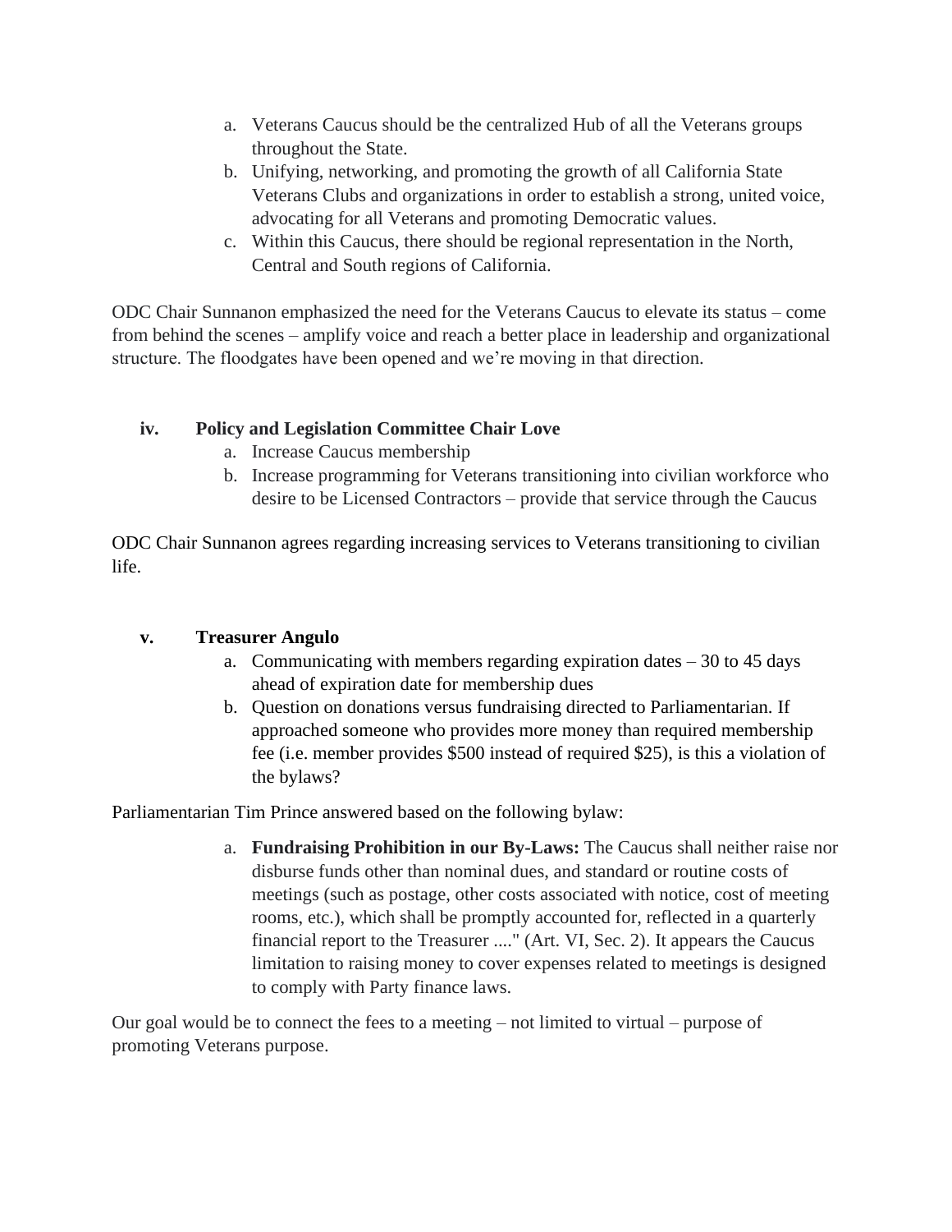a. Veterans Caucus should be the centralized Hub of all the Veterans groups throughout the State.
b. Unifying, networking, and promoting the growth of all California State Veterans Clubs and organizations in order to establish a strong, united voice, advocating for all Veterans and promoting Democratic values.
c. Within this Caucus, there should be regional representation in the North, Central and South regions of California.

ODC Chair Sunnanon emphasized the need for the Veterans Caucus to elevate its status – come from behind the scenes – amplify voice and reach a better place in leadership and organizational structure. The floodgates have been opened and we're moving in that direction.

**iv. Policy and Legislation Committee Chair Love**

a. Increase Caucus membership
b. Increase programming for Veterans transitioning into civilian workforce who desire to be Licensed Contractors – provide that service through the Caucus

ODC Chair Sunnanon agrees regarding increasing services to Veterans transitioning to civilian life.

**v. Treasurer Angulo**

a. Communicating with members regarding expiration dates – 30 to 45 days ahead of expiration date for membership dues
b. Question on donations versus fundraising directed to Parliamentarian. If approached someone who provides more money than required membership fee (i.e. member provides $500 instead of required $25), is this a violation of the bylaws?

Parliamentarian Tim Prince answered based on the following bylaw:

a. **Fundraising Prohibition in our By-Laws:** The Caucus shall neither raise nor disburse funds other than nominal dues, and standard or routine costs of meetings (such as postage, other costs associated with notice, cost of meeting rooms, etc.), which shall be promptly accounted for, reflected in a quarterly financial report to the Treasurer ...." (Art. VI, Sec. 2). It appears the Caucus limitation to raising money to cover expenses related to meetings is designed to comply with Party finance laws.

Our goal would be to connect the fees to a meeting – not limited to virtual – purpose of promoting Veterans purpose.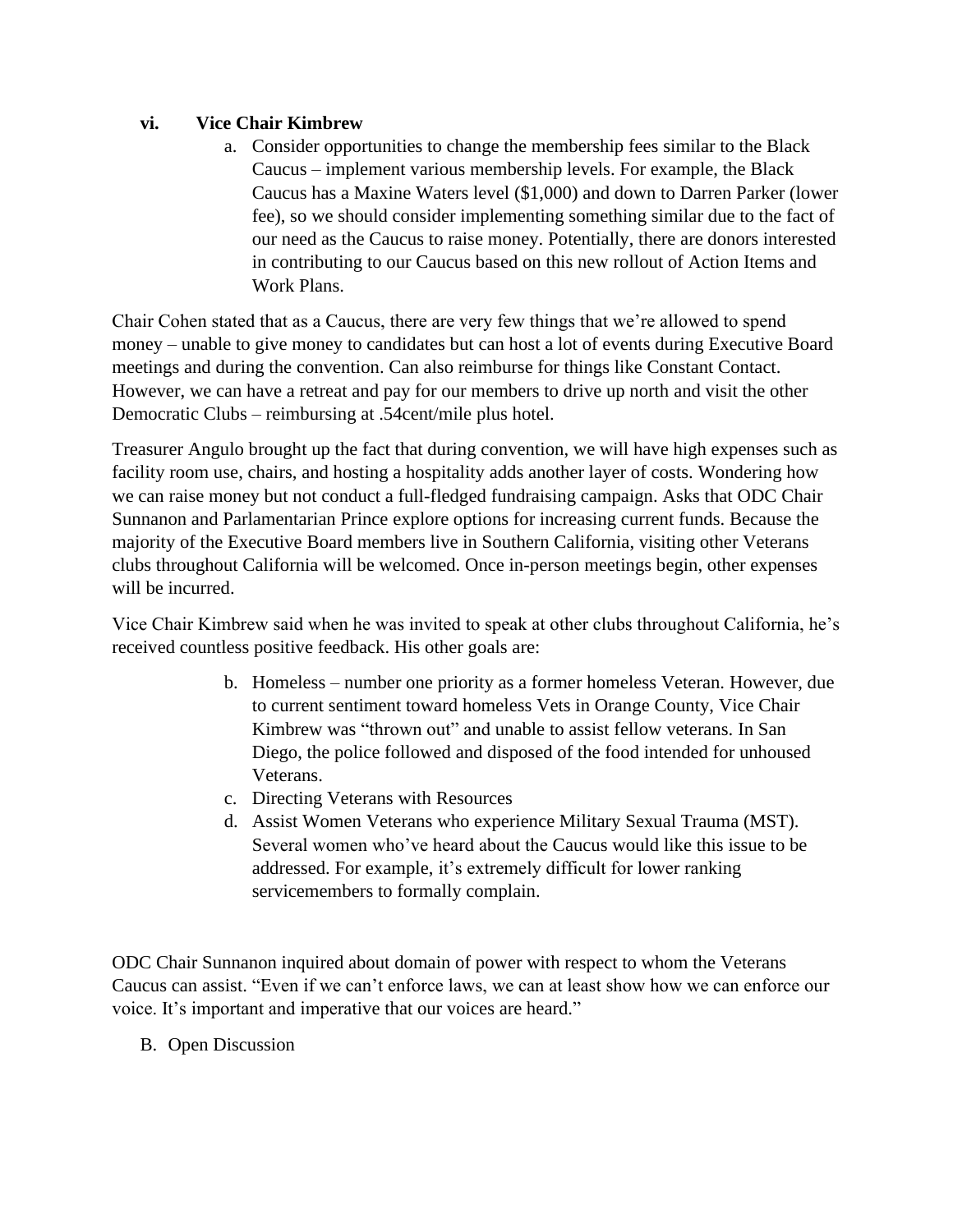### vi. Vice Chair Kimbrew

a. Consider opportunities to change the membership fees similar to the Black Caucus – implement various membership levels. For example, the Black Caucus has a Maxine Waters level ($1,000) and down to Darren Parker (lower fee), so we should consider implementing something similar due to the fact of our need as the Caucus to raise money. Potentially, there are donors interested in contributing to our Caucus based on this new rollout of Action Items and Work Plans.

Chair Cohen stated that as a Caucus, there are very few things that we're allowed to spend money – unable to give money to candidates but can host a lot of events during Executive Board meetings and during the convention. Can also reimburse for things like Constant Contact. However, we can have a retreat and pay for our members to drive up north and visit the other Democratic Clubs – reimbursing at .54cent/mile plus hotel.

Treasurer Angulo brought up the fact that during convention, we will have high expenses such as facility room use, chairs, and hosting a hospitality adds another layer of costs. Wondering how we can raise money but not conduct a full-fledged fundraising campaign. Asks that ODC Chair Sunnanon and Parlamentarian Prince explore options for increasing current funds. Because the majority of the Executive Board members live in Southern California, visiting other Veterans clubs throughout California will be welcomed. Once in-person meetings begin, other expenses will be incurred.

Vice Chair Kimbrew said when he was invited to speak at other clubs throughout California, he's received countless positive feedback. His other goals are:

b. Homeless – number one priority as a former homeless Veteran. However, due to current sentiment toward homeless Vets in Orange County, Vice Chair Kimbrew was "thrown out" and unable to assist fellow veterans. In San Diego, the police followed and disposed of the food intended for unhoused Veterans.
c. Directing Veterans with Resources
d. Assist Women Veterans who experience Military Sexual Trauma (MST). Several women who've heard about the Caucus would like this issue to be addressed. For example, it's extremely difficult for lower ranking servicemembers to formally complain.

ODC Chair Sunnanon inquired about domain of power with respect to whom the Veterans Caucus can assist. "Even if we can't enforce laws, we can at least show how we can enforce our voice. It's important and imperative that our voices are heard."

B. Open Discussion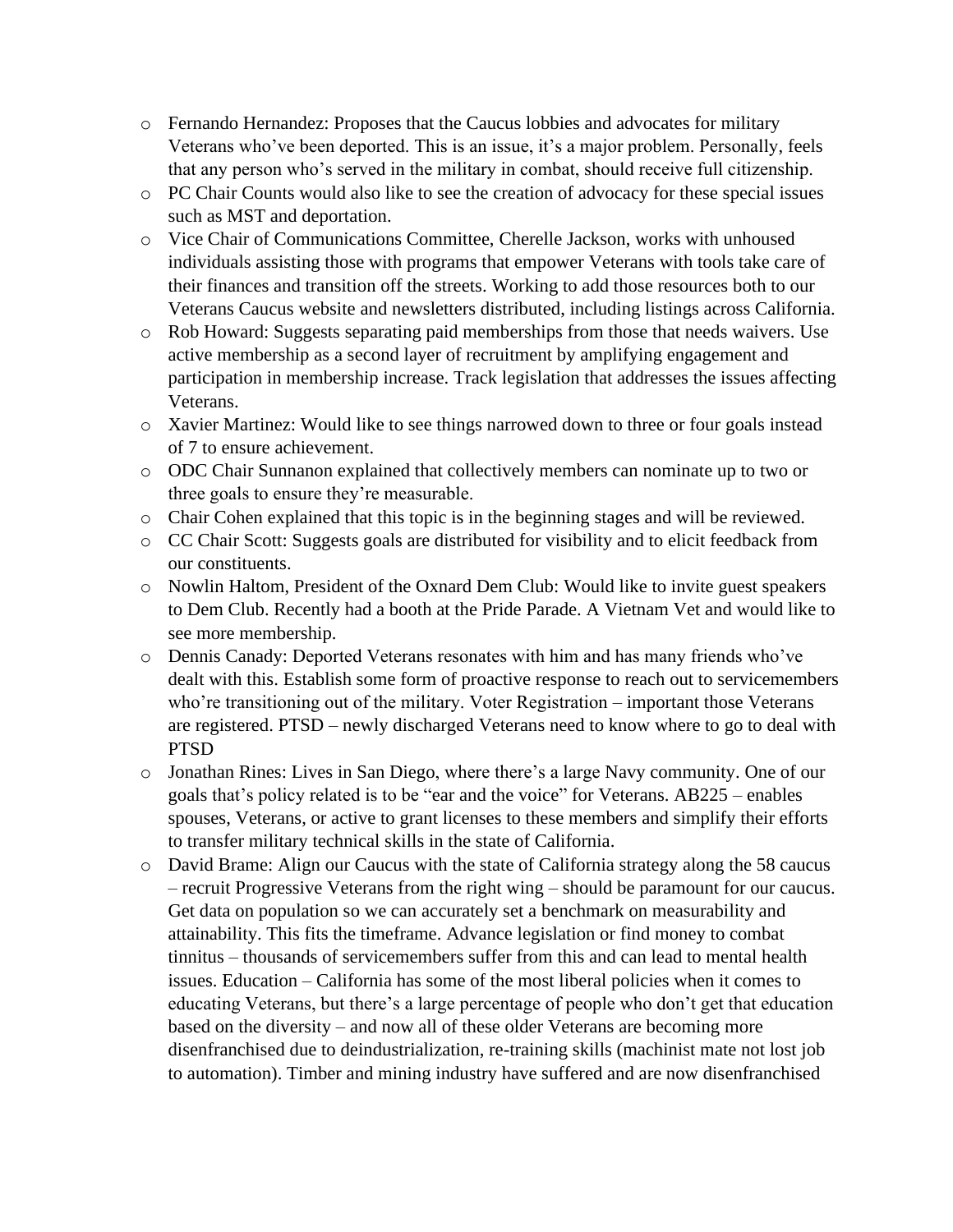- Fernando Hernandez: Proposes that the Caucus lobbies and advocates for military Veterans who've been deported. This is an issue, it's a major problem. Personally, feels that any person who's served in the military in combat, should receive full citizenship.
- PC Chair Counts would also like to see the creation of advocacy for these special issues such as MST and deportation.
- Vice Chair of Communications Committee, Cherelle Jackson, works with unhoused individuals assisting those with programs that empower Veterans with tools take care of their finances and transition off the streets. Working to add those resources both to our Veterans Caucus website and newsletters distributed, including listings across California.
- Rob Howard: Suggests separating paid memberships from those that needs waivers. Use active membership as a second layer of recruitment by amplifying engagement and participation in membership increase. Track legislation that addresses the issues affecting Veterans.
- Xavier Martinez: Would like to see things narrowed down to three or four goals instead of 7 to ensure achievement.
- ODC Chair Sunnanon explained that collectively members can nominate up to two or three goals to ensure they're measurable.
- Chair Cohen explained that this topic is in the beginning stages and will be reviewed.
- CC Chair Scott: Suggests goals are distributed for visibility and to elicit feedback from our constituents.
- Nowlin Haltom, President of the Oxnard Dem Club: Would like to invite guest speakers to Dem Club. Recently had a booth at the Pride Parade. A Vietnam Vet and would like to see more membership.
- Dennis Canady: Deported Veterans resonates with him and has many friends who've dealt with this. Establish some form of proactive response to reach out to servicemembers who're transitioning out of the military. Voter Registration – important those Veterans are registered. PTSD – newly discharged Veterans need to know where to go to deal with PTSD
- Jonathan Rines: Lives in San Diego, where there's a large Navy community. One of our goals that's policy related is to be "ear and the voice" for Veterans. AB225 – enables spouses, Veterans, or active to grant licenses to these members and simplify their efforts to transfer military technical skills in the state of California.
- David Brame: Align our Caucus with the state of California strategy along the 58 caucus – recruit Progressive Veterans from the right wing – should be paramount for our caucus. Get data on population so we can accurately set a benchmark on measurability and attainability. This fits the timeframe. Advance legislation or find money to combat tinnitus – thousands of servicemembers suffer from this and can lead to mental health issues. Education – California has some of the most liberal policies when it comes to educating Veterans, but there's a large percentage of people who don't get that education based on the diversity – and now all of these older Veterans are becoming more disenfranchised due to deindustrialization, re-training skills (machinist mate not lost job to automation). Timber and mining industry have suffered and are now disenfranchised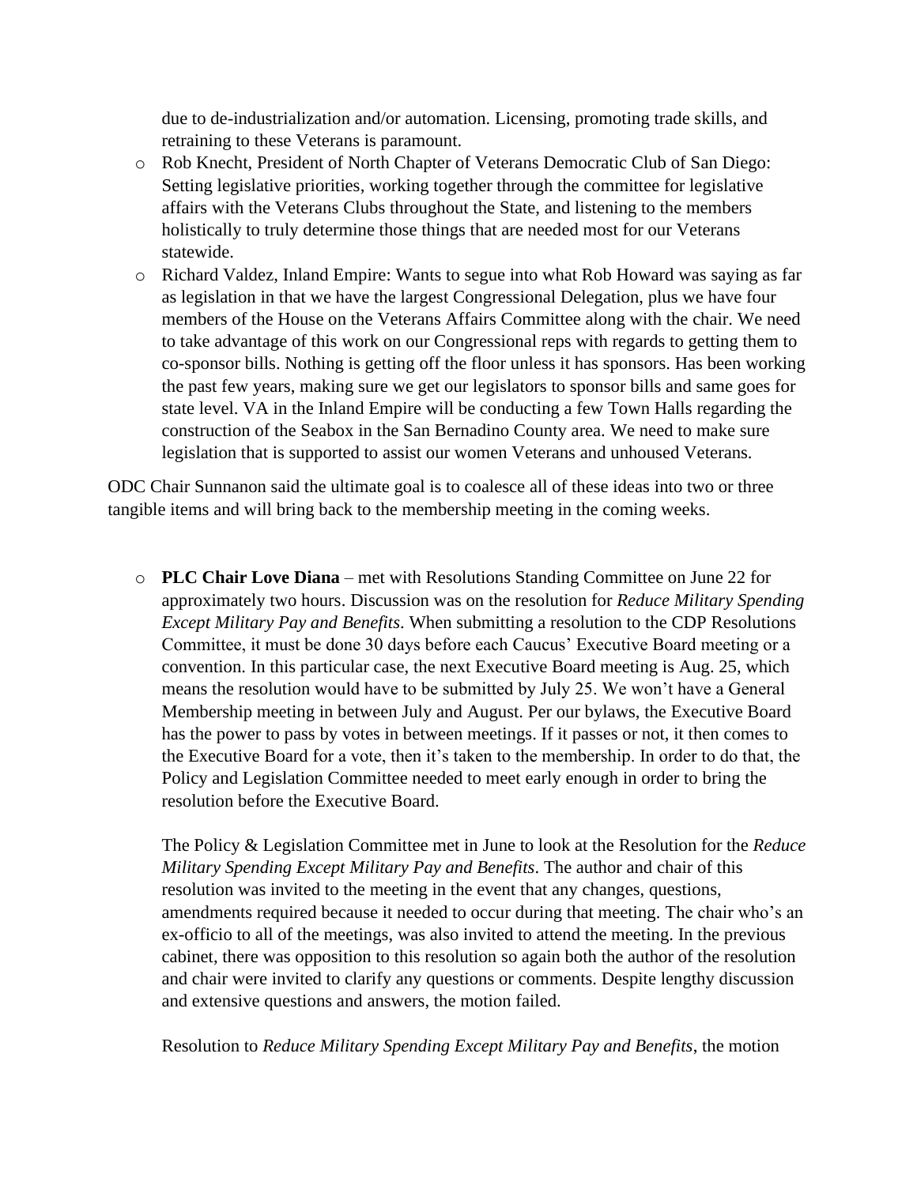due to de-industrialization and/or automation. Licensing, promoting trade skills, and retraining to these Veterans is paramount.

- Rob Knecht, President of North Chapter of Veterans Democratic Club of San Diego: Setting legislative priorities, working together through the committee for legislative affairs with the Veterans Clubs throughout the State, and listening to the members holistically to truly determine those things that are needed most for our Veterans statewide.
- Richard Valdez, Inland Empire: Wants to segue into what Rob Howard was saying as far as legislation in that we have the largest Congressional Delegation, plus we have four members of the House on the Veterans Affairs Committee along with the chair. We need to take advantage of this work on our Congressional reps with regards to getting them to co-sponsor bills. Nothing is getting off the floor unless it has sponsors. Has been working the past few years, making sure we get our legislators to sponsor bills and same goes for state level. VA in the Inland Empire will be conducting a few Town Halls regarding the construction of the Seabox in the San Bernadino County area. We need to make sure legislation that is supported to assist our women Veterans and unhoused Veterans.

ODC Chair Sunnanon said the ultimate goal is to coalesce all of these ideas into two or three tangible items and will bring back to the membership meeting in the coming weeks.

- **PLC Chair Love Diana** – met with Resolutions Standing Committee on June 22 for approximately two hours. Discussion was on the resolution for *Reduce Military Spending Except Military Pay and Benefits*. When submitting a resolution to the CDP Resolutions Committee, it must be done 30 days before each Caucus' Executive Board meeting or a convention. In this particular case, the next Executive Board meeting is Aug. 25, which means the resolution would have to be submitted by July 25. We won't have a General Membership meeting in between July and August. Per our bylaws, the Executive Board has the power to pass by votes in between meetings. If it passes or not, it then comes to the Executive Board for a vote, then it's taken to the membership. In order to do that, the Policy and Legislation Committee needed to meet early enough in order to bring the resolution before the Executive Board.

  The Policy & Legislation Committee met in June to look at the Resolution for the *Reduce Military Spending Except Military Pay and Benefits*. The author and chair of this resolution was invited to the meeting in the event that any changes, questions, amendments required because it needed to occur during that meeting. The chair who's an ex-officio to all of the meetings, was also invited to attend the meeting. In the previous cabinet, there was opposition to this resolution so again both the author of the resolution and chair were invited to clarify any questions or comments. Despite lengthy discussion and extensive questions and answers, the motion failed.

  Resolution to *Reduce Military Spending Except Military Pay and Benefits*, the motion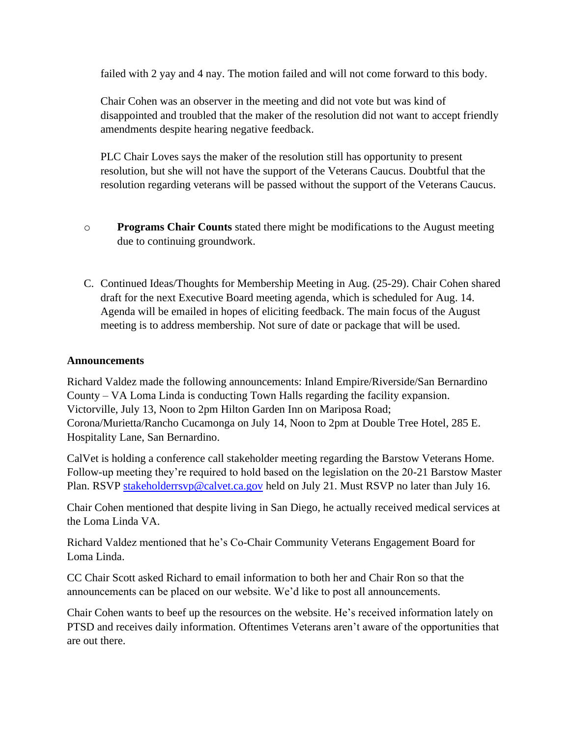failed with 2 yay and 4 nay. The motion failed and will not come forward to this body.

Chair Cohen was an observer in the meeting and did not vote but was kind of disappointed and troubled that the maker of the resolution did not want to accept friendly amendments despite hearing negative feedback.

PLC Chair Loves says the maker of the resolution still has opportunity to present resolution, but she will not have the support of the Veterans Caucus. Doubtful that the resolution regarding veterans will be passed without the support of the Veterans Caucus.

- **Programs Chair Counts** stated there might be modifications to the August meeting due to continuing groundwork.

C. Continued Ideas/Thoughts for Membership Meeting in Aug. (25-29). Chair Cohen shared draft for the next Executive Board meeting agenda, which is scheduled for Aug. 14. Agenda will be emailed in hopes of eliciting feedback. The main focus of the August meeting is to address membership. Not sure of date or package that will be used.

**Announcements**

Richard Valdez made the following announcements: Inland Empire/Riverside/San Bernardino County – VA Loma Linda is conducting Town Halls regarding the facility expansion. Victorville, July 13, Noon to 2pm Hilton Garden Inn on Mariposa Road; Corona/Murietta/Rancho Cucamonga on July 14, Noon to 2pm at Double Tree Hotel, 285 E. Hospitality Lane, San Bernardino.

CalVet is holding a conference call stakeholder meeting regarding the Barstow Veterans Home. Follow-up meeting they're required to hold based on the legislation on the 20-21 Barstow Master Plan. RSVP stakeholderrsvp@calvet.ca.gov held on July 21. Must RSVP no later than July 16.

Chair Cohen mentioned that despite living in San Diego, he actually received medical services at the Loma Linda VA.

Richard Valdez mentioned that he's Co-Chair Community Veterans Engagement Board for Loma Linda.

CC Chair Scott asked Richard to email information to both her and Chair Ron so that the announcements can be placed on our website. We'd like to post all announcements.

Chair Cohen wants to beef up the resources on the website. He's received information lately on PTSD and receives daily information. Oftentimes Veterans aren't aware of the opportunities that are out there.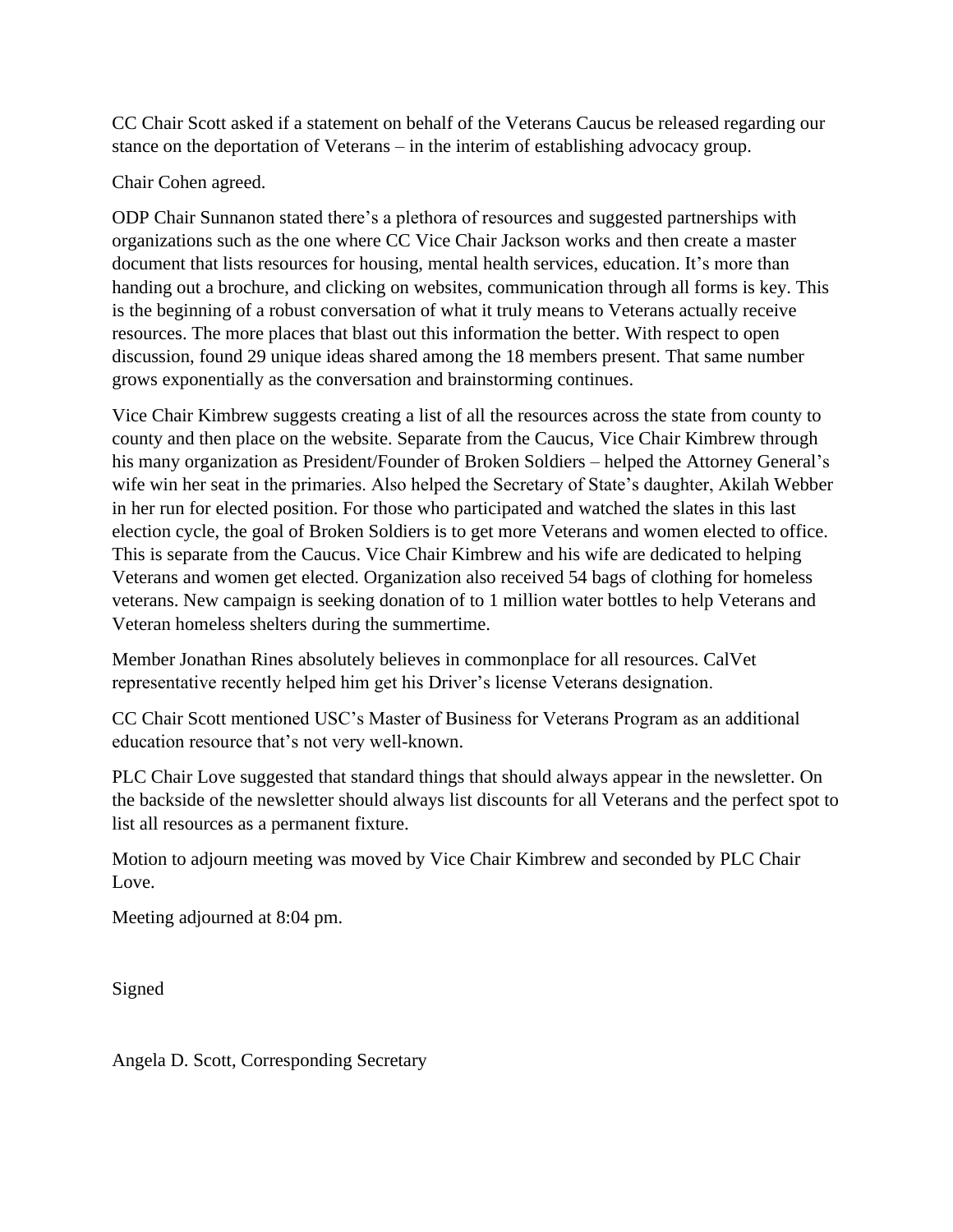CC Chair Scott asked if a statement on behalf of the Veterans Caucus be released regarding our stance on the deportation of Veterans – in the interim of establishing advocacy group.

Chair Cohen agreed.

ODP Chair Sunnanon stated there's a plethora of resources and suggested partnerships with organizations such as the one where CC Vice Chair Jackson works and then create a master document that lists resources for housing, mental health services, education. It's more than handing out a brochure, and clicking on websites, communication through all forms is key. This is the beginning of a robust conversation of what it truly means to Veterans actually receive resources. The more places that blast out this information the better. With respect to open discussion, found 29 unique ideas shared among the 18 members present. That same number grows exponentially as the conversation and brainstorming continues.

Vice Chair Kimbrew suggests creating a list of all the resources across the state from county to county and then place on the website. Separate from the Caucus, Vice Chair Kimbrew through his many organization as President/Founder of Broken Soldiers – helped the Attorney General's wife win her seat in the primaries. Also helped the Secretary of State's daughter, Akilah Webber in her run for elected position. For those who participated and watched the slates in this last election cycle, the goal of Broken Soldiers is to get more Veterans and women elected to office. This is separate from the Caucus. Vice Chair Kimbrew and his wife are dedicated to helping Veterans and women get elected. Organization also received 54 bags of clothing for homeless veterans. New campaign is seeking donation of to 1 million water bottles to help Veterans and Veteran homeless shelters during the summertime.

Member Jonathan Rines absolutely believes in commonplace for all resources. CalVet representative recently helped him get his Driver's license Veterans designation.

CC Chair Scott mentioned USC's Master of Business for Veterans Program as an additional education resource that's not very well-known.

PLC Chair Love suggested that standard things that should always appear in the newsletter. On the backside of the newsletter should always list discounts for all Veterans and the perfect spot to list all resources as a permanent fixture.

Motion to adjourn meeting was moved by Vice Chair Kimbrew and seconded by PLC Chair Love.

Meeting adjourned at 8:04 pm.

Signed

Angela D. Scott, Corresponding Secretary